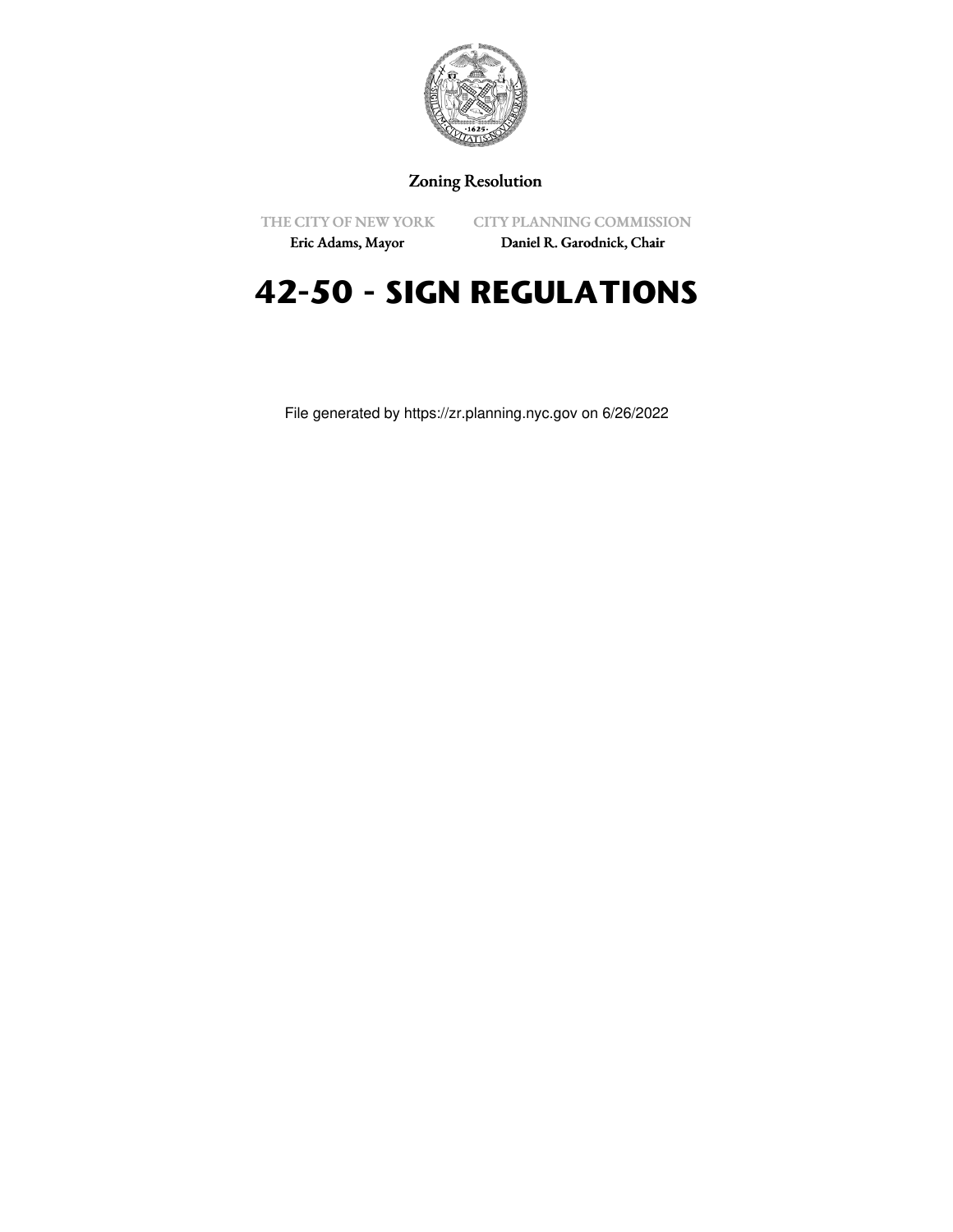Zoning Resolution

THE CITY OF NEW YORK
Eric Adams, Mayor

CITY PLANNING COMMISSION
Daniel R. Garodnick, Chair

# 42-50 - SIGN REGULATIONS

File generated by https://zr.planning.nyc.gov on 6/26/2022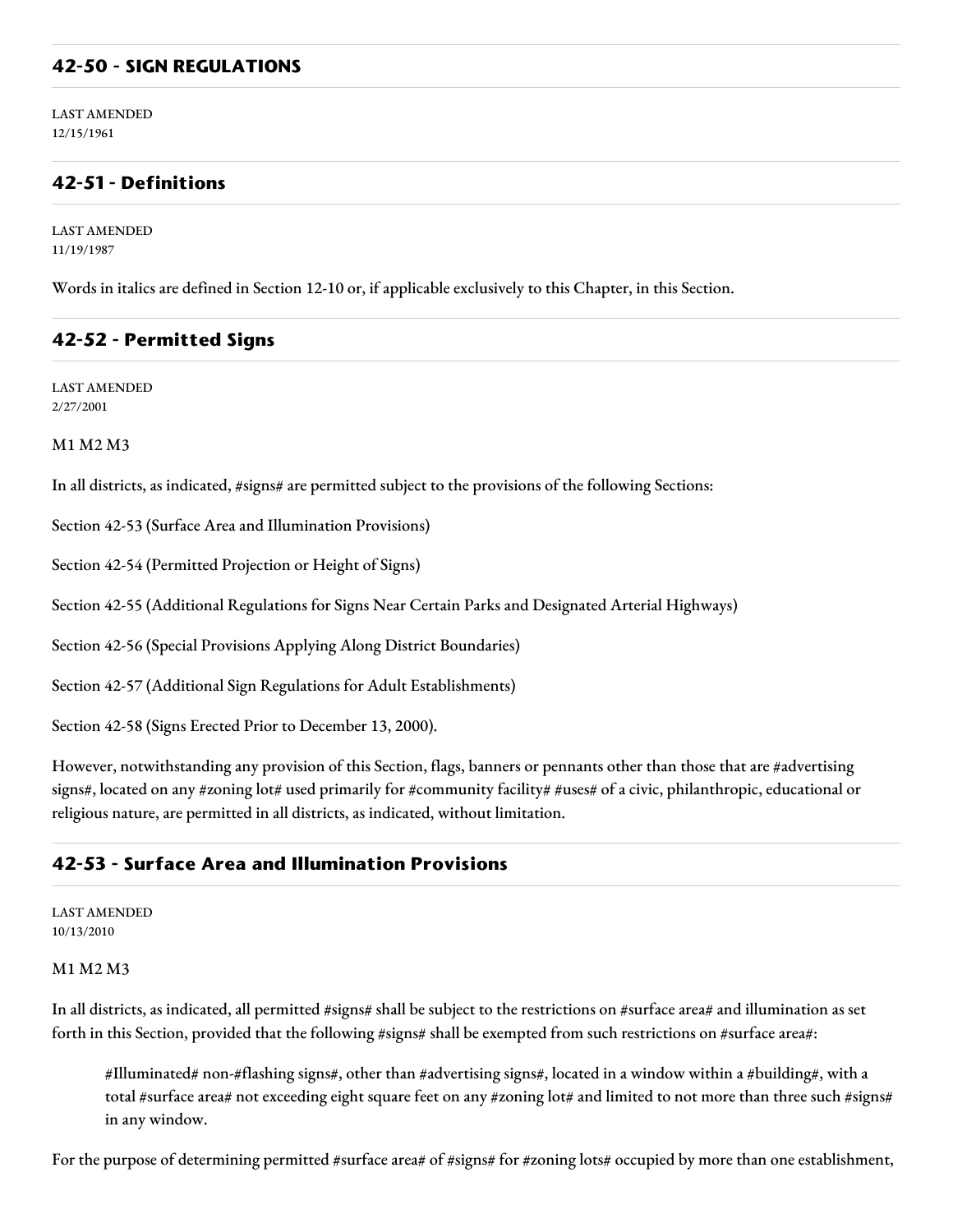## 42-50 - SIGN REGULATIONS

LAST AMENDED
12/15/1961

### 42-51 - Definitions

LAST AMENDED
11/19/1987

Words in italics are defined in Section 12-10 or, if applicable exclusively to this Chapter, in this Section.

### 42-52 - Permitted Signs

LAST AMENDED
2/27/2001

M1 M2 M3

In all districts, as indicated, #signs# are permitted subject to the provisions of the following Sections:

Section 42-53 (Surface Area and Illumination Provisions)

Section 42-54 (Permitted Projection or Height of Signs)

Section 42-55 (Additional Regulations for Signs Near Certain Parks and Designated Arterial Highways)

Section 42-56 (Special Provisions Applying Along District Boundaries)

Section 42-57 (Additional Sign Regulations for Adult Establishments)

Section 42-58 (Signs Erected Prior to December 13, 2000).

However, notwithstanding any provision of this Section, flags, banners or pennants other than those that are #advertising signs#, located on any #zoning lot# used primarily for #community facility# #uses# of a civic, philanthropic, educational or religious nature, are permitted in all districts, as indicated, without limitation.

### 42-53 - Surface Area and Illumination Provisions

LAST AMENDED
10/13/2010

M1 M2 M3

In all districts, as indicated, all permitted #signs# shall be subject to the restrictions on #surface area# and illumination as set forth in this Section, provided that the following #signs# shall be exempted from such restrictions on #surface area#:

> #Illuminated# non-#flashing signs#, other than #advertising signs#, located in a window within a #building#, with a total #surface area# not exceeding eight square feet on any #zoning lot# and limited to not more than three such #signs# in any window.

For the purpose of determining permitted #surface area# of #signs# for #zoning lots# occupied by more than one establishment,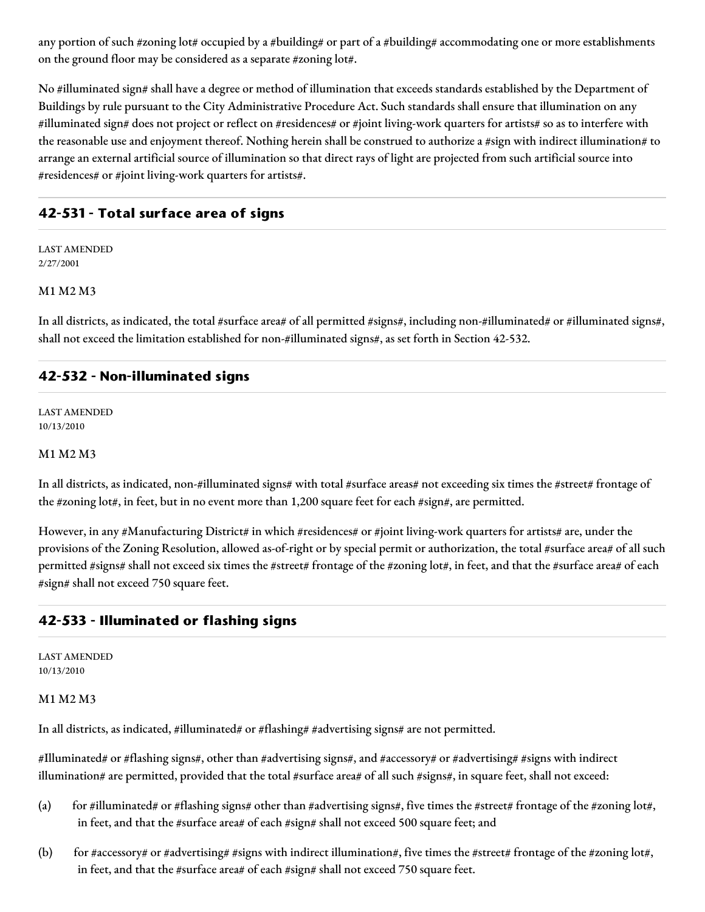any portion of such #zoning lot# occupied by a #building# or part of a #building# accommodating one or more establishments on the ground floor may be considered as a separate #zoning lot#.

No #illuminated sign# shall have a degree or method of illumination that exceeds standards established by the Department of Buildings by rule pursuant to the City Administrative Procedure Act. Such standards shall ensure that illumination on any #illuminated sign# does not project or reflect on #residences# or #joint living-work quarters for artists# so as to interfere with the reasonable use and enjoyment thereof. Nothing herein shall be construed to authorize a #sign with indirect illumination# to arrange an external artificial source of illumination so that direct rays of light are projected from such artificial source into #residences# or #joint living-work quarters for artists#.

## 42-531 - Total surface area of signs

LAST AMENDED
2/27/2001

M1 M2 M3

In all districts, as indicated, the total #surface area# of all permitted #signs#, including non-#illuminated# or #illuminated signs#, shall not exceed the limitation established for non-#illuminated signs#, as set forth in Section 42-532.

## 42-532 - Non-illuminated signs

LAST AMENDED
10/13/2010

M1 M2 M3

In all districts, as indicated, non-#illuminated signs# with total #surface areas# not exceeding six times the #street# frontage of the #zoning lot#, in feet, but in no event more than 1,200 square feet for each #sign#, are permitted.

However, in any #Manufacturing District# in which #residences# or #joint living-work quarters for artists# are, under the provisions of the Zoning Resolution, allowed as-of-right or by special permit or authorization, the total #surface area# of all such permitted #signs# shall not exceed six times the #street# frontage of the #zoning lot#, in feet, and that the #surface area# of each #sign# shall not exceed 750 square feet.

## 42-533 - Illuminated or flashing signs

LAST AMENDED
10/13/2010

M1 M2 M3

In all districts, as indicated, #illuminated# or #flashing# #advertising signs# are not permitted.

#Illuminated# or #flashing signs#, other than #advertising signs#, and #accessory# or #advertising# #signs with indirect illumination# are permitted, provided that the total #surface area# of all such #signs#, in square feet, shall not exceed:

(a) for #illuminated# or #flashing signs# other than #advertising signs#, five times the #street# frontage of the #zoning lot#, in feet, and that the #surface area# of each #sign# shall not exceed 500 square feet; and

(b) for #accessory# or #advertising# #signs with indirect illumination#, five times the #street# frontage of the #zoning lot#, in feet, and that the #surface area# of each #sign# shall not exceed 750 square feet.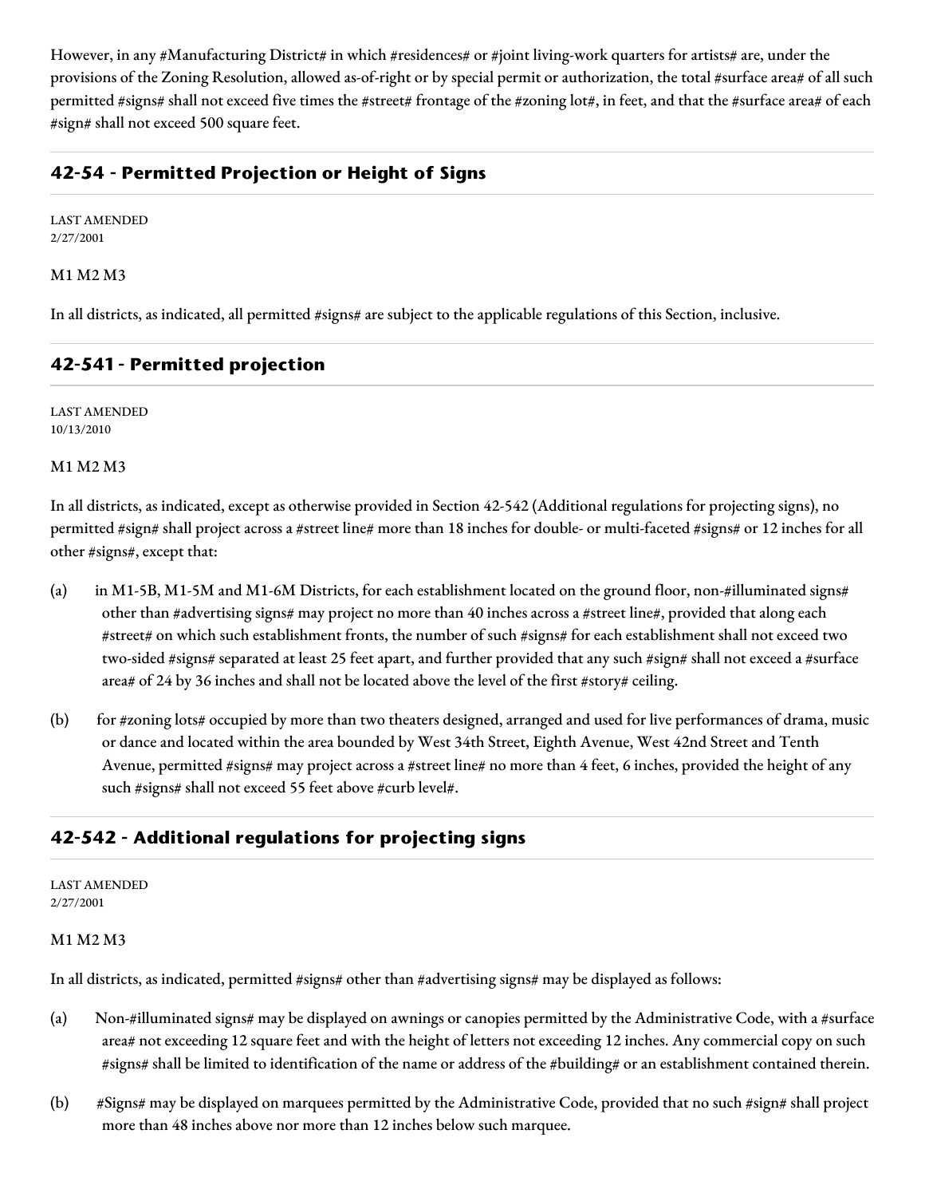However, in any #Manufacturing District# in which #residences# or #joint living-work quarters for artists# are, under the provisions of the Zoning Resolution, allowed as-of-right or by special permit or authorization, the total #surface area# of all such permitted #signs# shall not exceed five times the #street# frontage of the #zoning lot#, in feet, and that the #surface area# of each #sign# shall not exceed 500 square feet.

## 42-54 - Permitted Projection or Height of Signs

LAST AMENDED
2/27/2001

M1 M2 M3

In all districts, as indicated, all permitted #signs# are subject to the applicable regulations of this Section, inclusive.

## 42-541 - Permitted projection

LAST AMENDED
10/13/2010

M1 M2 M3

In all districts, as indicated, except as otherwise provided in Section 42-542 (Additional regulations for projecting signs), no permitted #sign# shall project across a #street line# more than 18 inches for double- or multi-faceted #signs# or 12 inches for all other #signs#, except that:

(a) in M1-5B, M1-5M and M1-6M Districts, for each establishment located on the ground floor, non-#illuminated signs# other than #advertising signs# may project no more than 40 inches across a #street line#, provided that along each #street# on which such establishment fronts, the number of such #signs# for each establishment shall not exceed two two-sided #signs# separated at least 25 feet apart, and further provided that any such #sign# shall not exceed a #surface area# of 24 by 36 inches and shall not be located above the level of the first #story# ceiling.

(b) for #zoning lots# occupied by more than two theaters designed, arranged and used for live performances of drama, music or dance and located within the area bounded by West 34th Street, Eighth Avenue, West 42nd Street and Tenth Avenue, permitted #signs# may project across a #street line# no more than 4 feet, 6 inches, provided the height of any such #signs# shall not exceed 55 feet above #curb level#.

## 42-542 - Additional regulations for projecting signs

LAST AMENDED
2/27/2001

M1 M2 M3

In all districts, as indicated, permitted #signs# other than #advertising signs# may be displayed as follows:

(a) Non-#illuminated signs# may be displayed on awnings or canopies permitted by the Administrative Code, with a #surface area# not exceeding 12 square feet and with the height of letters not exceeding 12 inches. Any commercial copy on such #signs# shall be limited to identification of the name or address of the #building# or an establishment contained therein.

(b) #Signs# may be displayed on marquees permitted by the Administrative Code, provided that no such #sign# shall project more than 48 inches above nor more than 12 inches below such marquee.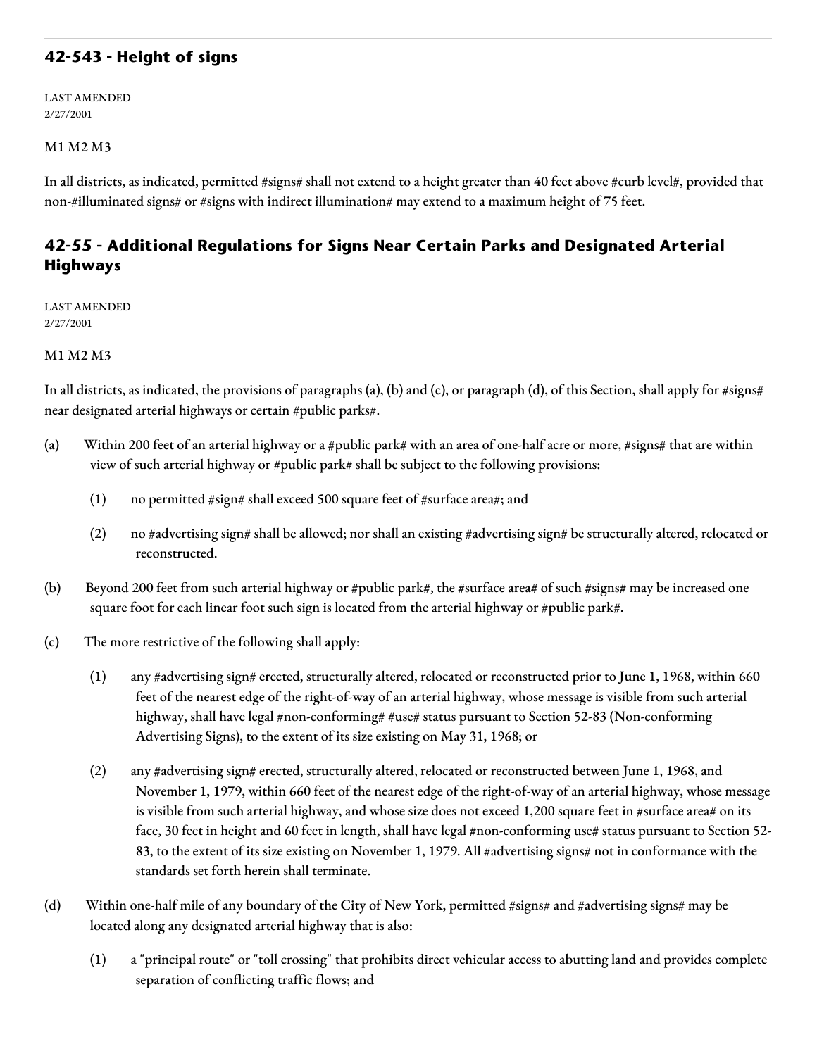## 42-543 - Height of signs

LAST AMENDED
2/27/2001

M1 M2 M3

In all districts, as indicated, permitted #signs# shall not extend to a height greater than 40 feet above #curb level#, provided that non-#illuminated signs# or #signs with indirect illumination# may extend to a maximum height of 75 feet.

## 42-55 - Additional Regulations for Signs Near Certain Parks and Designated Arterial Highways

LAST AMENDED
2/27/2001

M1 M2 M3

In all districts, as indicated, the provisions of paragraphs (a), (b) and (c), or paragraph (d), of this Section, shall apply for #signs# near designated arterial highways or certain #public parks#.

(a) Within 200 feet of an arterial highway or a #public park# with an area of one-half acre or more, #signs# that are within view of such arterial highway or #public park# shall be subject to the following provisions:

(1) no permitted #sign# shall exceed 500 square feet of #surface area#; and

(2) no #advertising sign# shall be allowed; nor shall an existing #advertising sign# be structurally altered, relocated or reconstructed.

(b) Beyond 200 feet from such arterial highway or #public park#, the #surface area# of such #signs# may be increased one square foot for each linear foot such sign is located from the arterial highway or #public park#.

(c) The more restrictive of the following shall apply:

(1) any #advertising sign# erected, structurally altered, relocated or reconstructed prior to June 1, 1968, within 660 feet of the nearest edge of the right-of-way of an arterial highway, whose message is visible from such arterial highway, shall have legal #non-conforming# #use# status pursuant to Section 52-83 (Non-conforming Advertising Signs), to the extent of its size existing on May 31, 1968; or

(2) any #advertising sign# erected, structurally altered, relocated or reconstructed between June 1, 1968, and November 1, 1979, within 660 feet of the nearest edge of the right-of-way of an arterial highway, whose message is visible from such arterial highway, and whose size does not exceed 1,200 square feet in #surface area# on its face, 30 feet in height and 60 feet in length, shall have legal #non-conforming use# status pursuant to Section 52-83, to the extent of its size existing on November 1, 1979. All #advertising signs# not in conformance with the standards set forth herein shall terminate.

(d) Within one-half mile of any boundary of the City of New York, permitted #signs# and #advertising signs# may be located along any designated arterial highway that is also:

(1) a "principal route" or "toll crossing" that prohibits direct vehicular access to abutting land and provides complete separation of conflicting traffic flows; and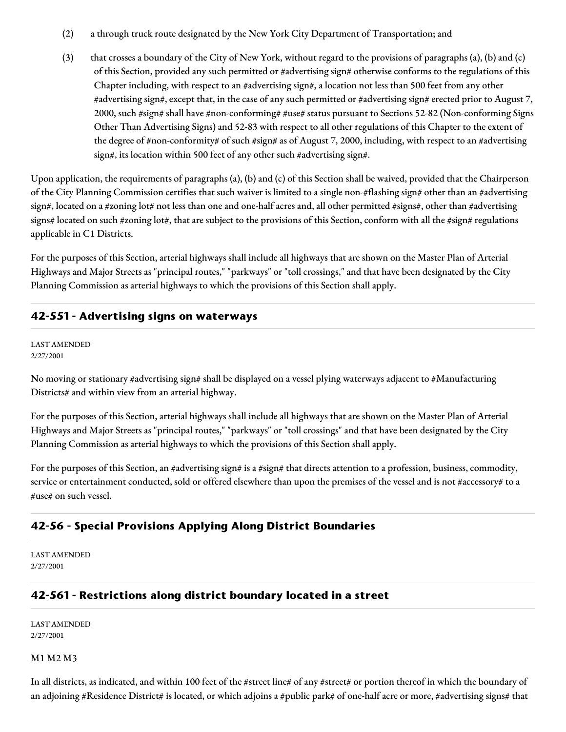(2) a through truck route designated by the New York City Department of Transportation; and

(3) that crosses a boundary of the City of New York, without regard to the provisions of paragraphs (a), (b) and (c) of this Section, provided any such permitted or #advertising sign# otherwise conforms to the regulations of this Chapter including, with respect to an #advertising sign#, a location not less than 500 feet from any other #advertising sign#, except that, in the case of any such permitted or #advertising sign# erected prior to August 7, 2000, such #sign# shall have #non-conforming# #use# status pursuant to Sections 52-82 (Non-conforming Signs Other Than Advertising Signs) and 52-83 with respect to all other regulations of this Chapter to the extent of the degree of #non-conformity# of such #sign# as of August 7, 2000, including, with respect to an #advertising sign#, its location within 500 feet of any other such #advertising sign#.

Upon application, the requirements of paragraphs (a), (b) and (c) of this Section shall be waived, provided that the Chairperson of the City Planning Commission certifies that such waiver is limited to a single non-#flashing sign# other than an #advertising sign#, located on a #zoning lot# not less than one and one-half acres and, all other permitted #signs#, other than #advertising signs# located on such #zoning lot#, that are subject to the provisions of this Section, conform with all the #sign# regulations applicable in C1 Districts.

For the purposes of this Section, arterial highways shall include all highways that are shown on the Master Plan of Arterial Highways and Major Streets as "principal routes," "parkways" or "toll crossings," and that have been designated by the City Planning Commission as arterial highways to which the provisions of this Section shall apply.

## 42-551 - Advertising signs on waterways

LAST AMENDED
2/27/2001

No moving or stationary #advertising sign# shall be displayed on a vessel plying waterways adjacent to #Manufacturing Districts# and within view from an arterial highway.

For the purposes of this Section, arterial highways shall include all highways that are shown on the Master Plan of Arterial Highways and Major Streets as "principal routes," "parkways" or "toll crossings" and that have been designated by the City Planning Commission as arterial highways to which the provisions of this Section shall apply.

For the purposes of this Section, an #advertising sign# is a #sign# that directs attention to a profession, business, commodity, service or entertainment conducted, sold or offered elsewhere than upon the premises of the vessel and is not #accessory# to a #use# on such vessel.

## 42-56 - Special Provisions Applying Along District Boundaries

LAST AMENDED
2/27/2001

## 42-561 - Restrictions along district boundary located in a street

LAST AMENDED
2/27/2001

M1 M2 M3

In all districts, as indicated, and within 100 feet of the #street line# of any #street# or portion thereof in which the boundary of an adjoining #Residence District# is located, or which adjoins a #public park# of one-half acre or more, #advertising signs# that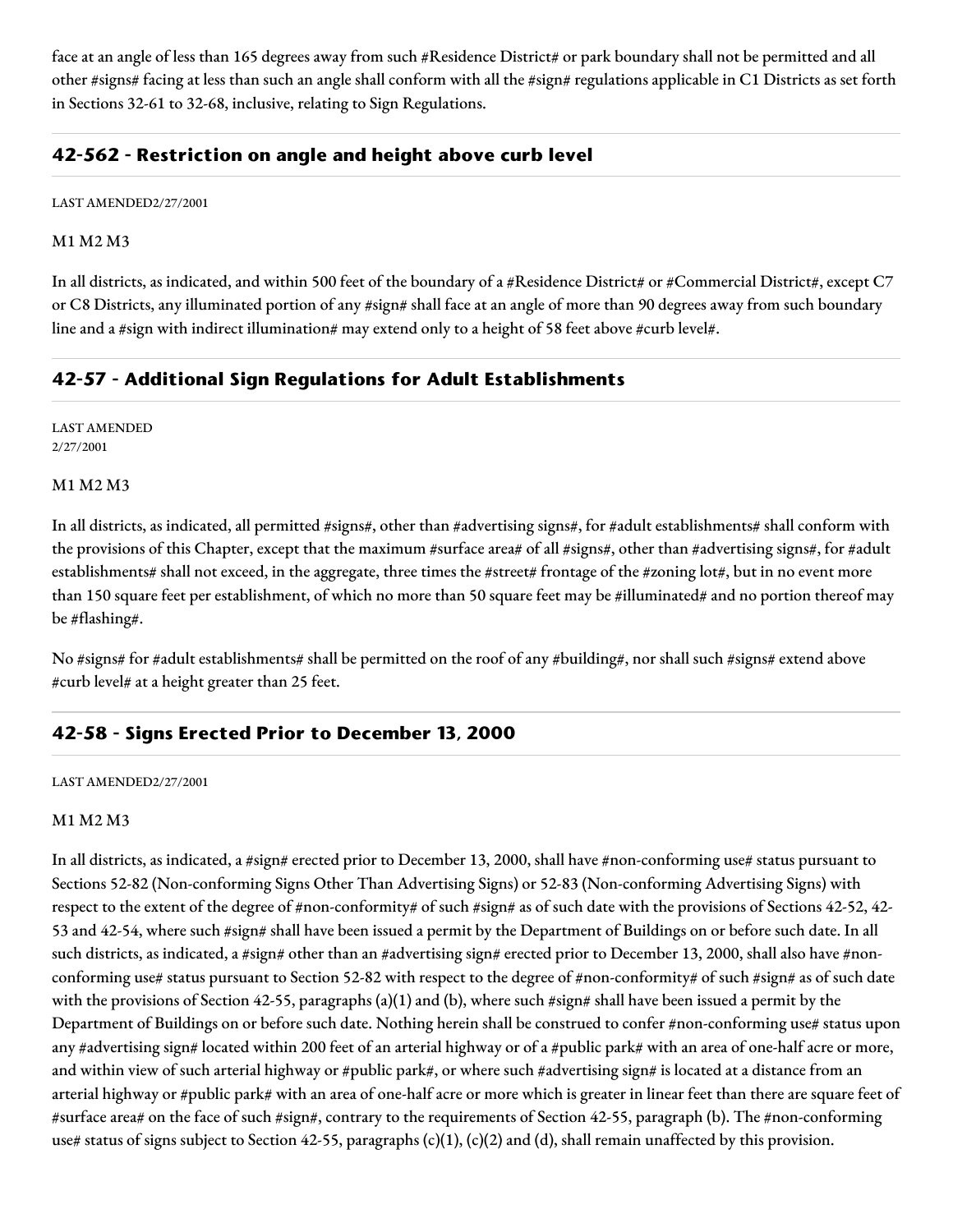face at an angle of less than 165 degrees away from such #Residence District# or park boundary shall not be permitted and all other #signs# facing at less than such an angle shall conform with all the #sign# regulations applicable in C1 Districts as set forth in Sections 32-61 to 32-68, inclusive, relating to Sign Regulations.

## 42-562 - Restriction on angle and height above curb level

LAST AMENDED2/27/2001

M1 M2 M3

In all districts, as indicated, and within 500 feet of the boundary of a #Residence District# or #Commercial District#, except C7 or C8 Districts, any illuminated portion of any #sign# shall face at an angle of more than 90 degrees away from such boundary line and a #sign with indirect illumination# may extend only to a height of 58 feet above #curb level#.

## 42-57 - Additional Sign Regulations for Adult Establishments

LAST AMENDED
2/27/2001

M1 M2 M3

In all districts, as indicated, all permitted #signs#, other than #advertising signs#, for #adult establishments# shall conform with the provisions of this Chapter, except that the maximum #surface area# of all #signs#, other than #advertising signs#, for #adult establishments# shall not exceed, in the aggregate, three times the #street# frontage of the #zoning lot#, but in no event more than 150 square feet per establishment, of which no more than 50 square feet may be #illuminated# and no portion thereof may be #flashing#.

No #signs# for #adult establishments# shall be permitted on the roof of any #building#, nor shall such #signs# extend above #curb level# at a height greater than 25 feet.

## 42-58 - Signs Erected Prior to December 13, 2000

LAST AMENDED2/27/2001

M1 M2 M3

In all districts, as indicated, a #sign# erected prior to December 13, 2000, shall have #non-conforming use# status pursuant to Sections 52-82 (Non-conforming Signs Other Than Advertising Signs) or 52-83 (Non-conforming Advertising Signs) with respect to the extent of the degree of #non-conformity# of such #sign# as of such date with the provisions of Sections 42-52, 42-53 and 42-54, where such #sign# shall have been issued a permit by the Department of Buildings on or before such date. In all such districts, as indicated, a #sign# other than an #advertising sign# erected prior to December 13, 2000, shall also have #non-conforming use# status pursuant to Section 52-82 with respect to the degree of #non-conformity# of such #sign# as of such date with the provisions of Section 42-55, paragraphs (a)(1) and (b), where such #sign# shall have been issued a permit by the Department of Buildings on or before such date. Nothing herein shall be construed to confer #non-conforming use# status upon any #advertising sign# located within 200 feet of an arterial highway or of a #public park# with an area of one-half acre or more, and within view of such arterial highway or #public park#, or where such #advertising sign# is located at a distance from an arterial highway or #public park# with an area of one-half acre or more which is greater in linear feet than there are square feet of #surface area# on the face of such #sign#, contrary to the requirements of Section 42-55, paragraph (b). The #non-conforming use# status of signs subject to Section 42-55, paragraphs (c)(1), (c)(2) and (d), shall remain unaffected by this provision.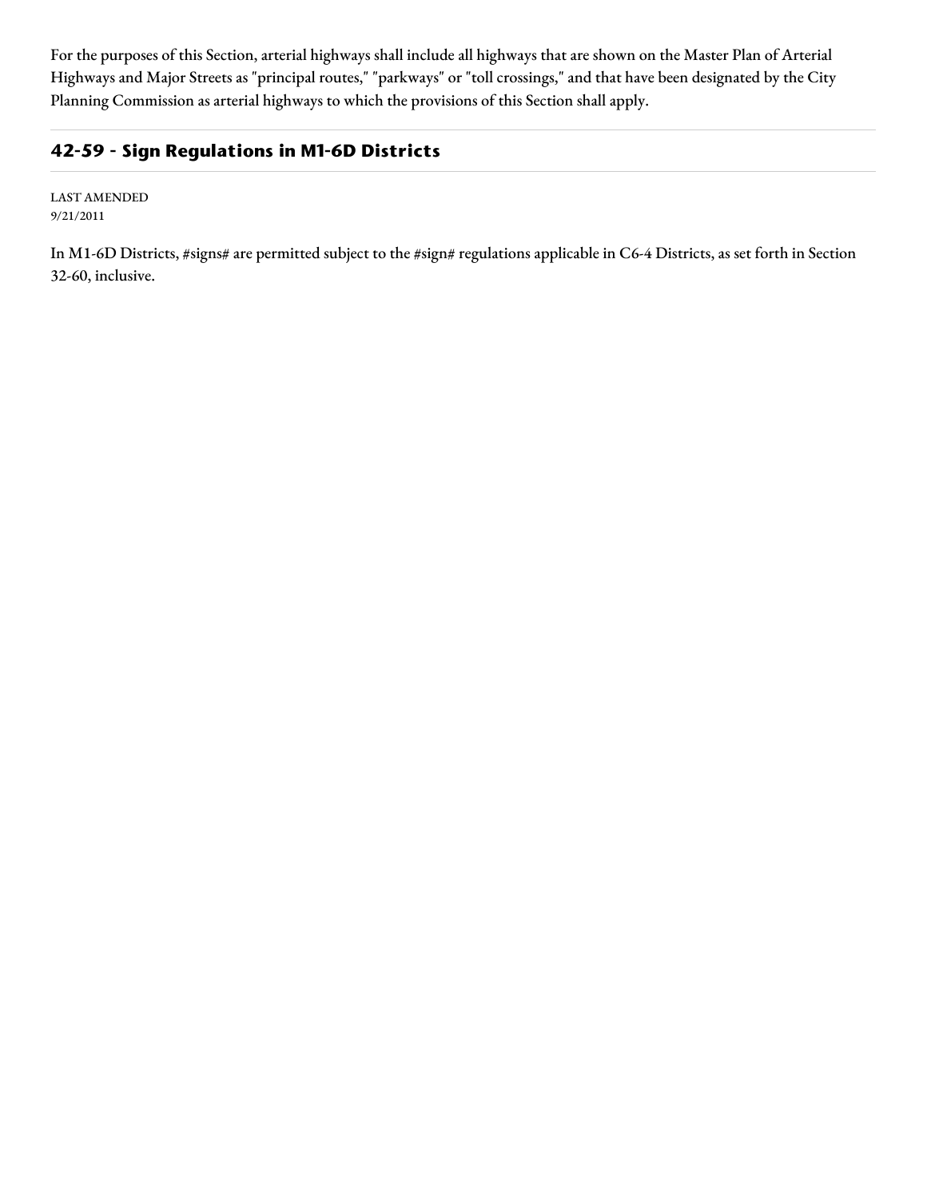For the purposes of this Section, arterial highways shall include all highways that are shown on the Master Plan of Arterial Highways and Major Streets as "principal routes," "parkways" or "toll crossings," and that have been designated by the City Planning Commission as arterial highways to which the provisions of this Section shall apply.

## 42-59 - Sign Regulations in M1-6D Districts

LAST AMENDED
9/21/2011

In M1-6D Districts, #signs# are permitted subject to the #sign# regulations applicable in C6-4 Districts, as set forth in Section 32-60, inclusive.